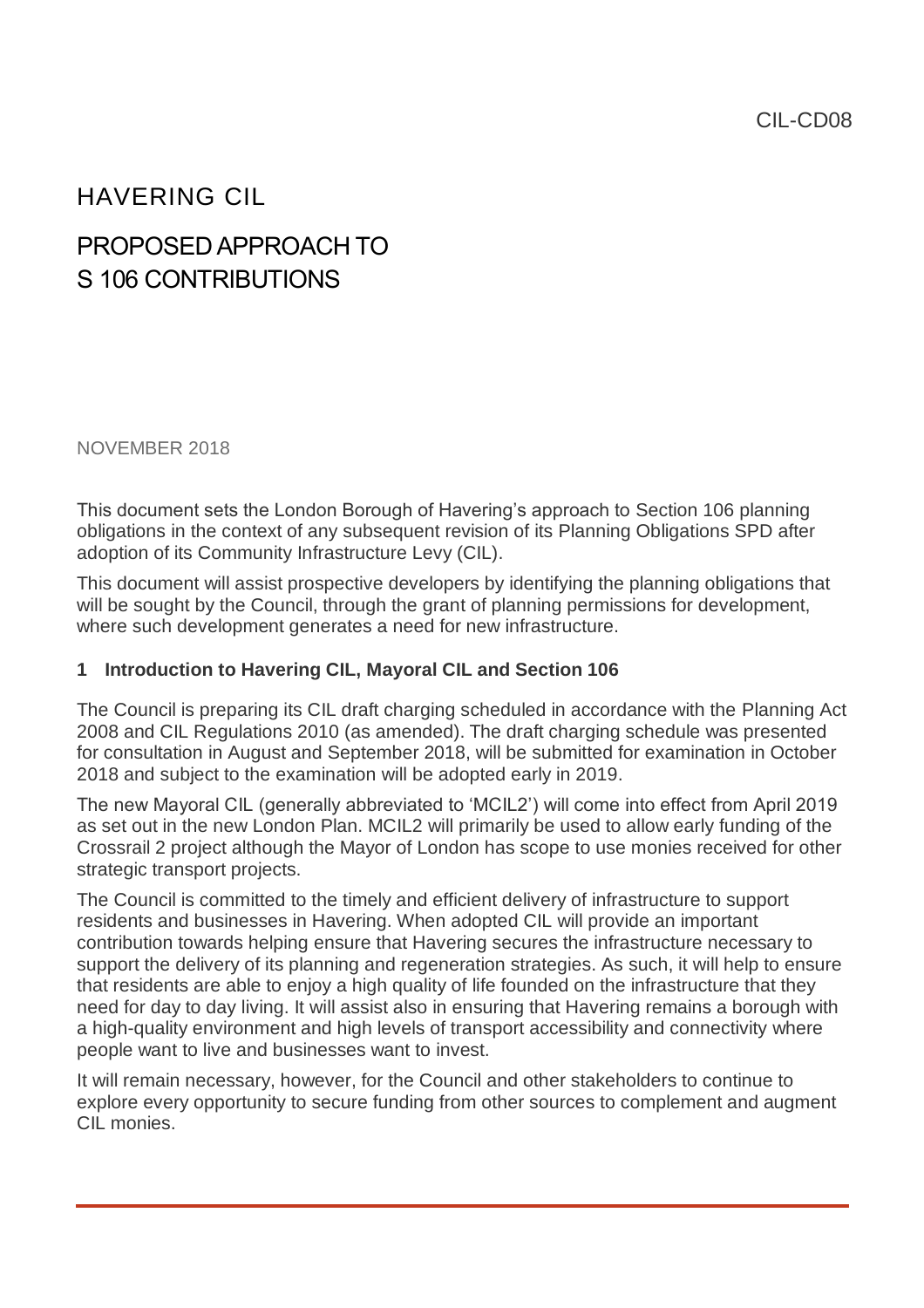CIL-CD08

# HAVERING CIL

# PROPOSED APPROACH TO S 106 CONTRIBUTIONS

NOVEMBER 2018

This document sets the London Borough of Havering's approach to Section 106 planning obligations in the context of any subsequent revision of its Planning Obligations SPD after adoption of its Community Infrastructure Levy (CIL).

This document will assist prospective developers by identifying the planning obligations that will be sought by the Council, through the grant of planning permissions for development, where such development generates a need for new infrastructure.

## 1 Introduction to Havering CIL, Mayoral CIL and Section 106

The Council is preparing its CIL draft charging scheduled in accordance with the Planning Act 2008 and CIL Regulations 2010 (as amended). The draft charging schedule was presented for consultation in August and September 2018, will be submitted for examination in October 2018 and subject to the examination will be adopted early in 2019.

The new Mayoral CIL (generally abbreviated to 'MCIL2') will come into effect from April 2019 as set out in the new London Plan. MCIL2 will primarily be used to allow early funding of the Crossrail 2 project although the Mayor of London has scope to use monies received for other strategic transport projects.

The Council is committed to the timely and efficient delivery of infrastructure to support residents and businesses in Havering. When adopted CIL will provide an important contribution towards helping ensure that Havering secures the infrastructure necessary to support the delivery of its planning and regeneration strategies. As such, it will help to ensure that residents are able to enjoy a high quality of life founded on the infrastructure that they need for day to day living. It will assist also in ensuring that Havering remains a borough with a high-quality environment and high levels of transport accessibility and connectivity where people want to live and businesses want to invest.

It will remain necessary, however, for the Council and other stakeholders to continue to explore every opportunity to secure funding from other sources to complement and augment CIL monies.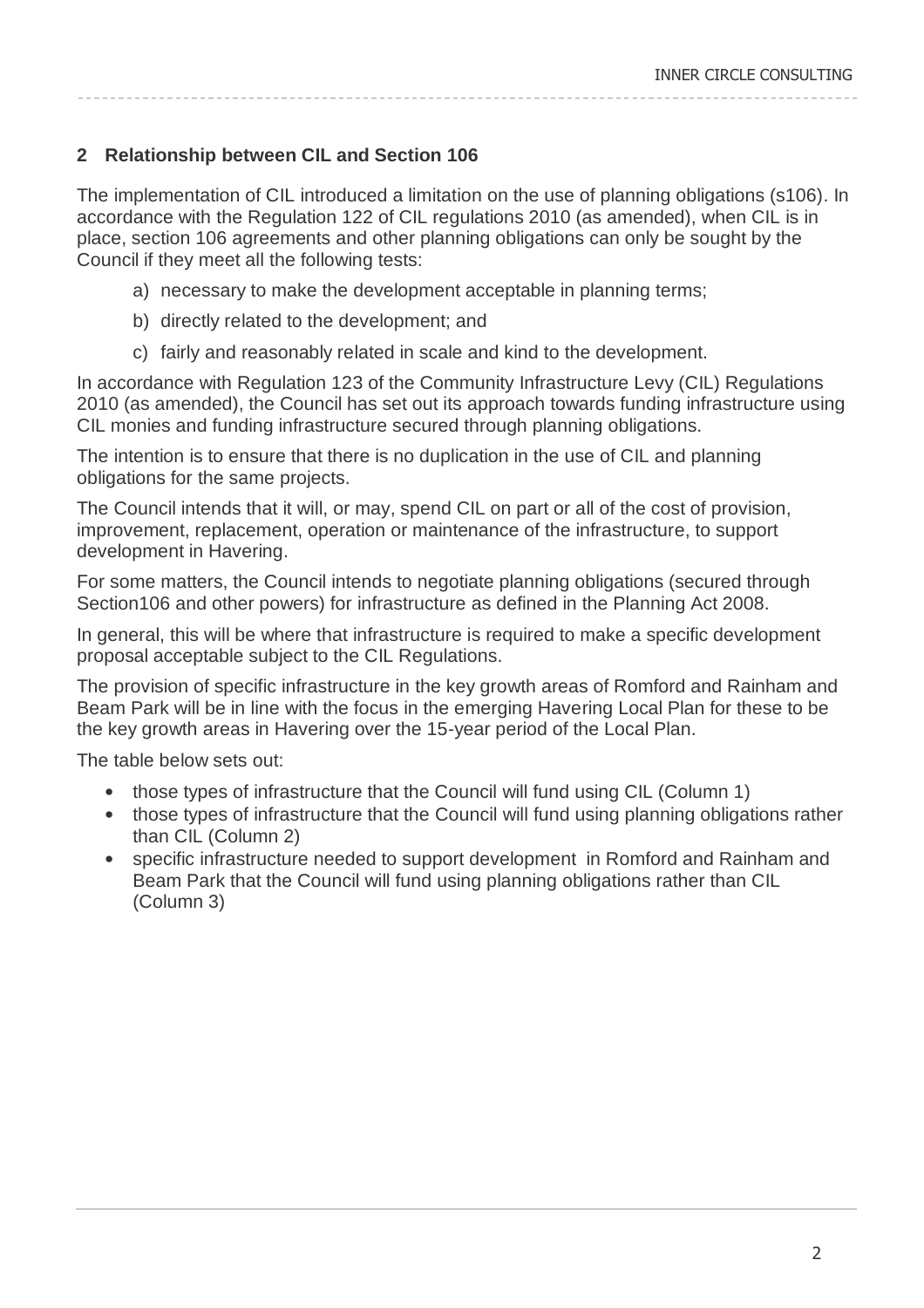## 2 Relationship between CIL and Section 106

The implementation of CIL introduced a limitation on the use of planning obligations (s106). In accordance with the Regulation 122 of CIL regulations 2010 (as amended), when CIL is in place, section 106 agreements and other planning obligations can only be sought by the Council if they meet all the following tests:

a) necessary to make the development acceptable in planning terms;

b) directly related to the development; and

c) fairly and reasonably related in scale and kind to the development.

In accordance with Regulation 123 of the Community Infrastructure Levy (CIL) Regulations 2010 (as amended), the Council has set out its approach towards funding infrastructure using CIL monies and funding infrastructure secured through planning obligations.

The intention is to ensure that there is no duplication in the use of CIL and planning obligations for the same projects.

The Council intends that it will, or may, spend CIL on part or all of the cost of provision, improvement, replacement, operation or maintenance of the infrastructure, to support development in Havering.

For some matters, the Council intends to negotiate planning obligations (secured through Section106 and other powers) for infrastructure as defined in the Planning Act 2008.

In general, this will be where that infrastructure is required to make a specific development proposal acceptable subject to the CIL Regulations.

The provision of specific infrastructure in the key growth areas of Romford and Rainham and Beam Park will be in line with the focus in the emerging Havering Local Plan for these to be the key growth areas in Havering over the 15-year period of the Local Plan.

The table below sets out:

- those types of infrastructure that the Council will fund using CIL (Column 1)
- those types of infrastructure that the Council will fund using planning obligations rather than CIL (Column 2)
- specific infrastructure needed to support development in Romford and Rainham and Beam Park that the Council will fund using planning obligations rather than CIL (Column 3)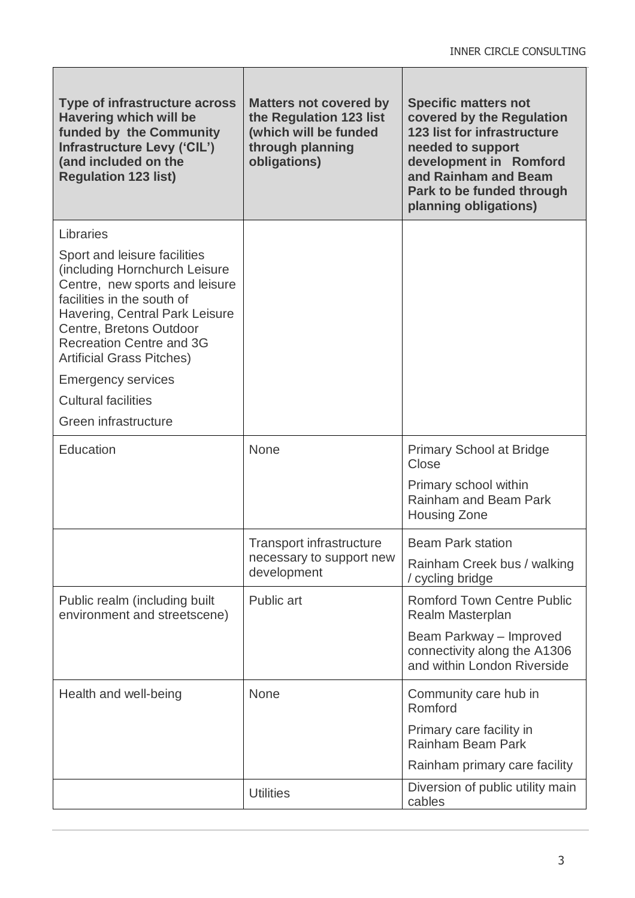| Type of infrastructure across Havering which will be funded by the Community Infrastructure Levy ('CIL') (and included on the Regulation 123 list) | Matters not covered by the Regulation 123 list (which will be funded through planning obligations) | Specific matters not covered by the Regulation 123 list for infrastructure needed to support development in Romford and Rainham and Beam Park to be funded through planning obligations) |
|---|---|---|
| Libraries<br><br>Sport and leisure facilities (including Hornchurch Leisure Centre, new sports and leisure facilities in the south of Havering, Central Park Leisure Centre, Bretons Outdoor Recreation Centre and 3G Artificial Grass Pitches)<br><br>Emergency services<br><br>Cultural facilities<br><br>Green infrastructure | | |
| Education | None | Primary School at Bridge Close<br><br>Primary school within Rainham and Beam Park Housing Zone |
| | Transport infrastructure necessary to support new development | Beam Park station<br><br>Rainham Creek bus / walking / cycling bridge |
| Public realm (including built environment and streetscene) | Public art | Romford Town Centre Public Realm Masterplan<br><br>Beam Parkway – Improved connectivity along the A1306 and within London Riverside |
| Health and well-being | None | Community care hub in Romford<br><br>Primary care facility in Rainham Beam Park<br><br>Rainham primary care facility |
| | Utilities | Diversion of public utility main cables |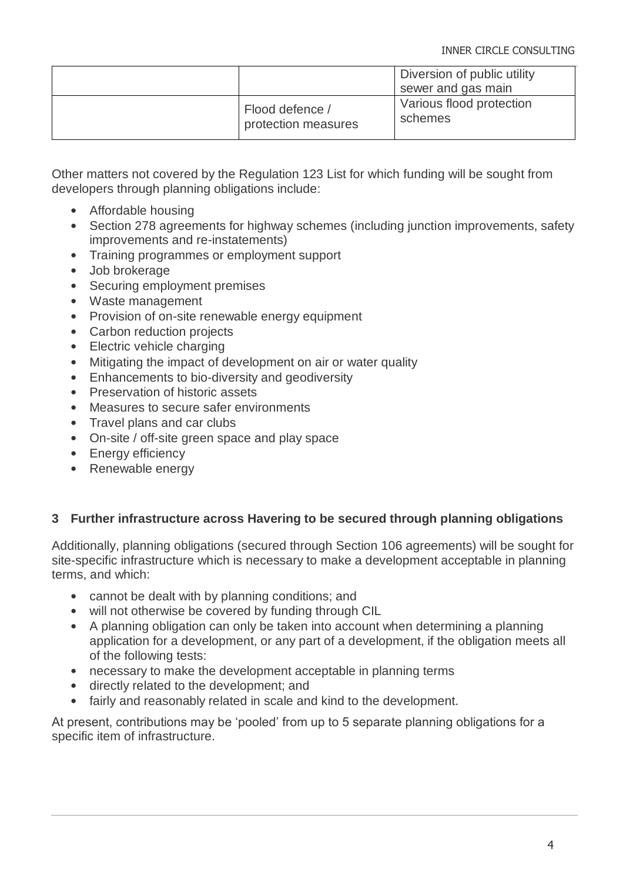| | | |
|---|---|---|
| | | Diversion of public utility sewer and gas main |
| | Flood defence / protection measures | Various flood protection schemes |

Other matters not covered by the Regulation 123 List for which funding will be sought from developers through planning obligations include:

- Affordable housing
- Section 278 agreements for highway schemes (including junction improvements, safety improvements and re-instatements)
- Training programmes or employment support
- Job brokerage
- Securing employment premises
- Waste management
- Provision of on-site renewable energy equipment
- Carbon reduction projects
- Electric vehicle charging
- Mitigating the impact of development on air or water quality
- Enhancements to bio-diversity and geodiversity
- Preservation of historic assets
- Measures to secure safer environments
- Travel plans and car clubs
- On-site / off-site green space and play space
- Energy efficiency
- Renewable energy

## 3 Further infrastructure across Havering to be secured through planning obligations

Additionally, planning obligations (secured through Section 106 agreements) will be sought for site-specific infrastructure which is necessary to make a development acceptable in planning terms, and which:

- cannot be dealt with by planning conditions; and
- will not otherwise be covered by funding through CIL
- A planning obligation can only be taken into account when determining a planning application for a development, or any part of a development, if the obligation meets all of the following tests:
- necessary to make the development acceptable in planning terms
- directly related to the development; and
- fairly and reasonably related in scale and kind to the development.

At present, contributions may be 'pooled' from up to 5 separate planning obligations for a specific item of infrastructure.